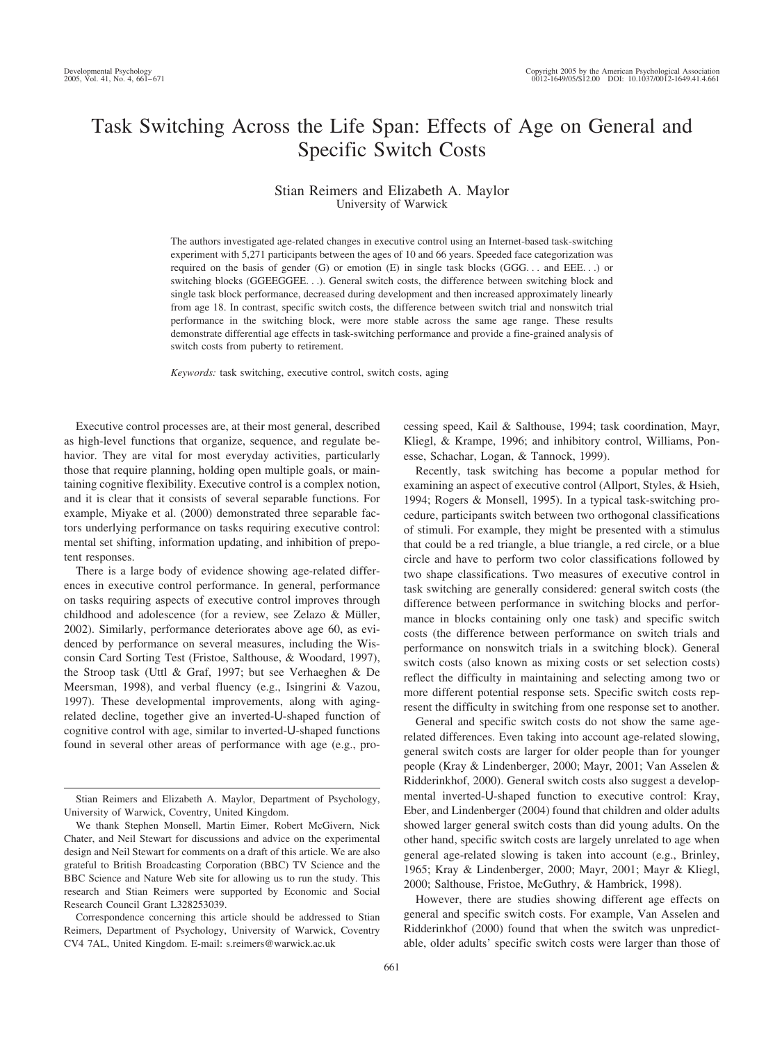# Task Switching Across the Life Span: Effects of Age on General and Specific Switch Costs

Stian Reimers and Elizabeth A. Maylor
University of Warwick

The authors investigated age-related changes in executive control using an Internet-based task-switching experiment with 5,271 participants between the ages of 10 and 66 years. Speeded face categorization was required on the basis of gender (G) or emotion (E) in single task blocks (GGG. . . and EEE. . .) or switching blocks (GGEEGGEE. . .). General switch costs, the difference between switching block and single task block performance, decreased during development and then increased approximately linearly from age 18. In contrast, specific switch costs, the difference between switch trial and nonswitch trial performance in the switching block, were more stable across the same age range. These results demonstrate differential age effects in task-switching performance and provide a fine-grained analysis of switch costs from puberty to retirement.

*Keywords:* task switching, executive control, switch costs, aging

Executive control processes are, at their most general, described as high-level functions that organize, sequence, and regulate behavior. They are vital for most everyday activities, particularly those that require planning, holding open multiple goals, or maintaining cognitive flexibility. Executive control is a complex notion, and it is clear that it consists of several separable functions. For example, Miyake et al. (2000) demonstrated three separable factors underlying performance on tasks requiring executive control: mental set shifting, information updating, and inhibition of prepotent responses.

There is a large body of evidence showing age-related differences in executive control performance. In general, performance on tasks requiring aspects of executive control improves through childhood and adolescence (for a review, see Zelazo & Müller, 2002). Similarly, performance deteriorates above age 60, as evidenced by performance on several measures, including the Wisconsin Card Sorting Test (Fristoe, Salthouse, & Woodard, 1997), the Stroop task (Uttl & Graf, 1997; but see Verhaeghen & De Meersman, 1998), and verbal fluency (e.g., Isingrini & Vazou, 1997). These developmental improvements, along with aging-related decline, together give an inverted-U-shaped function of cognitive control with age, similar to inverted-U-shaped functions found in several other areas of performance with age (e.g., processing speed, Kail & Salthouse, 1994; task coordination, Mayr, Kliegl, & Krampe, 1996; and inhibitory control, Williams, Ponesse, Schachar, Logan, & Tannock, 1999).

Recently, task switching has become a popular method for examining an aspect of executive control (Allport, Styles, & Hsieh, 1994; Rogers & Monsell, 1995). In a typical task-switching procedure, participants switch between two orthogonal classifications of stimuli. For example, they might be presented with a stimulus that could be a red triangle, a blue triangle, a red circle, or a blue circle and have to perform two color classifications followed by two shape classifications. Two measures of executive control in task switching are generally considered: general switch costs (the difference between performance in switching blocks and performance in blocks containing only one task) and specific switch costs (the difference between performance on switch trials and performance on nonswitch trials in a switching block). General switch costs (also known as mixing costs or set selection costs) reflect the difficulty in maintaining and selecting among two or more different potential response sets. Specific switch costs represent the difficulty in switching from one response set to another.

General and specific switch costs do not show the same age-related differences. Even taking into account age-related slowing, general switch costs are larger for older people than for younger people (Kray & Lindenberger, 2000; Mayr, 2001; Van Asselen & Ridderinkhof, 2000). General switch costs also suggest a developmental inverted-U-shaped function to executive control: Kray, Eber, and Lindenberger (2004) found that children and older adults showed larger general switch costs than did young adults. On the other hand, specific switch costs are largely unrelated to age when general age-related slowing is taken into account (e.g., Brinley, 1965; Kray & Lindenberger, 2000; Mayr, 2001; Mayr & Kliegl, 2000; Salthouse, Fristoe, McGuthry, & Hambrick, 1998).

However, there are studies showing different age effects on general and specific switch costs. For example, Van Asselen and Ridderinkhof (2000) found that when the switch was unpredictable, older adults' specific switch costs were larger than those of

Stian Reimers and Elizabeth A. Maylor, Department of Psychology, University of Warwick, Coventry, United Kingdom.

We thank Stephen Monsell, Martin Eimer, Robert McGivern, Nick Chater, and Neil Stewart for discussions and advice on the experimental design and Neil Stewart for comments on a draft of this article. We are also grateful to British Broadcasting Corporation (BBC) TV Science and the BBC Science and Nature Web site for allowing us to run the study. This research and Stian Reimers were supported by Economic and Social Research Council Grant L328253039.

Correspondence concerning this article should be addressed to Stian Reimers, Department of Psychology, University of Warwick, Coventry CV4 7AL, United Kingdom. E-mail: s.reimers@warwick.ac.uk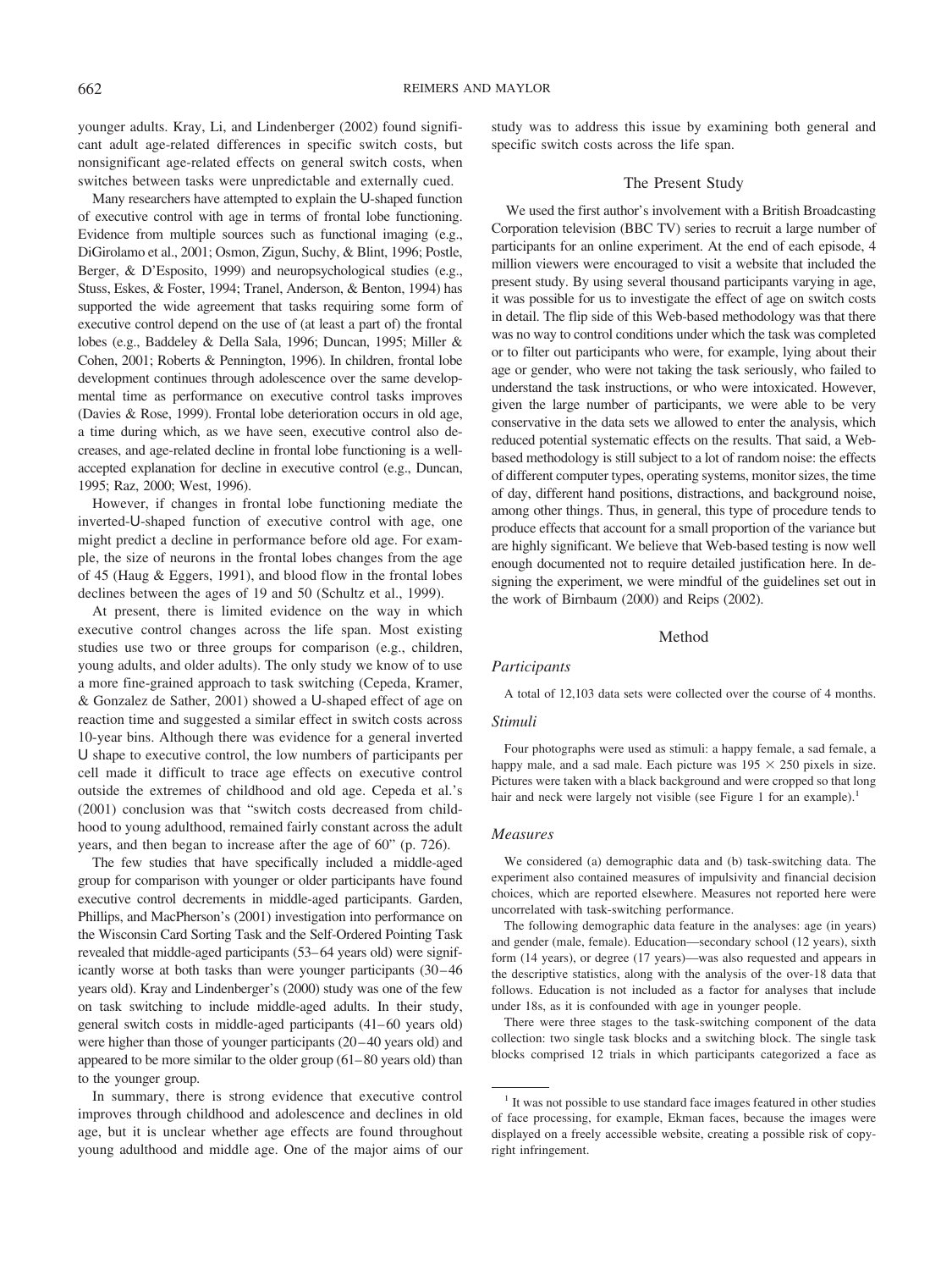younger adults. Kray, Li, and Lindenberger (2002) found significant adult age-related differences in specific switch costs, but nonsignificant age-related effects on general switch costs, when switches between tasks were unpredictable and externally cued.

Many researchers have attempted to explain the U-shaped function of executive control with age in terms of frontal lobe functioning. Evidence from multiple sources such as functional imaging (e.g., DiGirolamo et al., 2001; Osmon, Zigun, Suchy, & Blint, 1996; Postle, Berger, & D'Esposito, 1999) and neuropsychological studies (e.g., Stuss, Eskes, & Foster, 1994; Tranel, Anderson, & Benton, 1994) has supported the wide agreement that tasks requiring some form of executive control depend on the use of (at least a part of) the frontal lobes (e.g., Baddeley & Della Sala, 1996; Duncan, 1995; Miller & Cohen, 2001; Roberts & Pennington, 1996). In children, frontal lobe development continues through adolescence over the same developmental time as performance on executive control tasks improves (Davies & Rose, 1999). Frontal lobe deterioration occurs in old age, a time during which, as we have seen, executive control also decreases, and age-related decline in frontal lobe functioning is a well-accepted explanation for decline in executive control (e.g., Duncan, 1995; Raz, 2000; West, 1996).

However, if changes in frontal lobe functioning mediate the inverted-U-shaped function of executive control with age, one might predict a decline in performance before old age. For example, the size of neurons in the frontal lobes changes from the age of 45 (Haug & Eggers, 1991), and blood flow in the frontal lobes declines between the ages of 19 and 50 (Schultz et al., 1999).

At present, there is limited evidence on the way in which executive control changes across the life span. Most existing studies use two or three groups for comparison (e.g., children, young adults, and older adults). The only study we know of to use a more fine-grained approach to task switching (Cepeda, Kramer, & Gonzalez de Sather, 2001) showed a U-shaped effect of age on reaction time and suggested a similar effect in switch costs across 10-year bins. Although there was evidence for a general inverted U shape to executive control, the low numbers of participants per cell made it difficult to trace age effects on executive control outside the extremes of childhood and old age. Cepeda et al.'s (2001) conclusion was that "switch costs decreased from childhood to young adulthood, remained fairly constant across the adult years, and then began to increase after the age of 60" (p. 726).

The few studies that have specifically included a middle-aged group for comparison with younger or older participants have found executive control decrements in middle-aged participants. Garden, Phillips, and MacPherson's (2001) investigation into performance on the Wisconsin Card Sorting Task and the Self-Ordered Pointing Task revealed that middle-aged participants (53–64 years old) were significantly worse at both tasks than were younger participants (30–46 years old). Kray and Lindenberger's (2000) study was one of the few on task switching to include middle-aged adults. In their study, general switch costs in middle-aged participants (41–60 years old) were higher than those of younger participants (20–40 years old) and appeared to be more similar to the older group (61–80 years old) than to the younger group.

In summary, there is strong evidence that executive control improves through childhood and adolescence and declines in old age, but it is unclear whether age effects are found throughout young adulthood and middle age. One of the major aims of our study was to address this issue by examining both general and specific switch costs across the life span.

## The Present Study

We used the first author's involvement with a British Broadcasting Corporation television (BBC TV) series to recruit a large number of participants for an online experiment. At the end of each episode, 4 million viewers were encouraged to visit a website that included the present study. By using several thousand participants varying in age, it was possible for us to investigate the effect of age on switch costs in detail. The flip side of this Web-based methodology was that there was no way to control conditions under which the task was completed or to filter out participants who were, for example, lying about their age or gender, who were not taking the task seriously, who failed to understand the task instructions, or who were intoxicated. However, given the large number of participants, we were able to be very conservative in the data sets we allowed to enter the analysis, which reduced potential systematic effects on the results. That said, a Web-based methodology is still subject to a lot of random noise: the effects of different computer types, operating systems, monitor sizes, the time of day, different hand positions, distractions, and background noise, among other things. Thus, in general, this type of procedure tends to produce effects that account for a small proportion of the variance but are highly significant. We believe that Web-based testing is now well enough documented not to require detailed justification here. In designing the experiment, we were mindful of the guidelines set out in the work of Birnbaum (2000) and Reips (2002).

## Method

### Participants

A total of 12,103 data sets were collected over the course of 4 months.

### Stimuli

Four photographs were used as stimuli: a happy female, a sad female, a happy male, and a sad male. Each picture was 195 × 250 pixels in size. Pictures were taken with a black background and were cropped so that long hair and neck were largely not visible (see Figure 1 for an example).[1]

### Measures

We considered (a) demographic data and (b) task-switching data. The experiment also contained measures of impulsivity and financial decision choices, which are reported elsewhere. Measures not reported here were uncorrelated with task-switching performance.

The following demographic data feature in the analyses: age (in years) and gender (male, female). Education—secondary school (12 years), sixth form (14 years), or degree (17 years)—was also requested and appears in the descriptive statistics, along with the analysis of the over-18 data that follows. Education is not included as a factor for analyses that include under 18s, as it is confounded with age in younger people.

There were three stages to the task-switching component of the data collection: two single task blocks and a switching block. The single task blocks comprised 12 trials in which participants categorized a face as

[1] It was not possible to use standard face images featured in other studies of face processing, for example, Ekman faces, because the images were displayed on a freely accessible website, creating a possible risk of copyright infringement.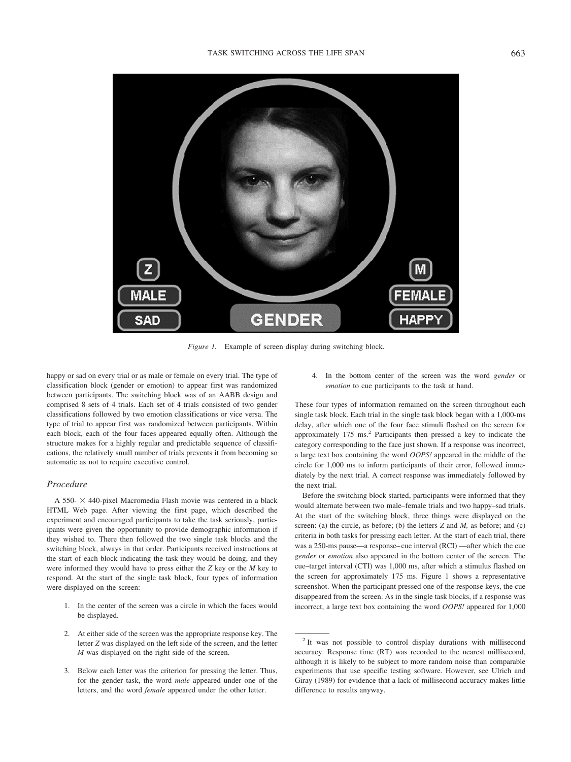Figure 1. Example of screen display during switching block.

happy or sad on every trial or as male or female on every trial. The type of classification block (gender or emotion) to appear first was randomized between participants. The switching block was of an AABB design and comprised 8 sets of 4 trials. Each set of 4 trials consisted of two gender classifications followed by two emotion classifications or vice versa. The type of trial to appear first was randomized between participants. Within each block, each of the four faces appeared equally often. Although the structure makes for a highly regular and predictable sequence of classifications, the relatively small number of trials prevents it from becoming so automatic as not to require executive control.

## Procedure

A 550- × 440-pixel Macromedia Flash movie was centered in a black HTML Web page. After viewing the first page, which described the experiment and encouraged participants to take the task seriously, participants were given the opportunity to provide demographic information if they wished to. There then followed the two single task blocks and the switching block, always in that order. Participants received instructions at the start of each block indicating the task they would be doing, and they were informed they would have to press either the *Z* key or the *M* key to respond. At the start of the single task block, four types of information were displayed on the screen:

1. In the center of the screen was a circle in which the faces would be displayed.

2. At either side of the screen was the appropriate response key. The letter *Z* was displayed on the left side of the screen, and the letter *M* was displayed on the right side of the screen.

3. Below each letter was the criterion for pressing the letter. Thus, for the gender task, the word *male* appeared under one of the letters, and the word *female* appeared under the other letter.

4. In the bottom center of the screen was the word *gender* or *emotion* to cue participants to the task at hand.

These four types of information remained on the screen throughout each single task block. Each trial in the single task block began with a 1,000-ms delay, after which one of the four face stimuli flashed on the screen for approximately 175 ms.[2] Participants then pressed a key to indicate the category corresponding to the face just shown. If a response was incorrect, a large text box containing the word *OOPS!* appeared in the middle of the circle for 1,000 ms to inform participants of their error, followed immediately by the next trial. A correct response was immediately followed by the next trial.

Before the switching block started, participants were informed that they would alternate between two male–female trials and two happy–sad trials. At the start of the switching block, three things were displayed on the screen: (a) the circle, as before; (b) the letters *Z* and *M,* as before; and (c) criteria in both tasks for pressing each letter. At the start of each trial, there was a 250-ms pause—a response–cue interval (RCI) —after which the cue *gender* or *emotion* also appeared in the bottom center of the screen. The cue–target interval (CTI) was 1,000 ms, after which a stimulus flashed on the screen for approximately 175 ms. Figure 1 shows a representative screenshot. When the participant pressed one of the response keys, the cue disappeared from the screen. As in the single task blocks, if a response was incorrect, a large text box containing the word *OOPS!* appeared for 1,000

[2] It was not possible to control display durations with millisecond accuracy. Response time (RT) was recorded to the nearest millisecond, although it is likely to be subject to more random noise than comparable experiments that use specific testing software. However, see Ulrich and Giray (1989) for evidence that a lack of millisecond accuracy makes little difference to results anyway.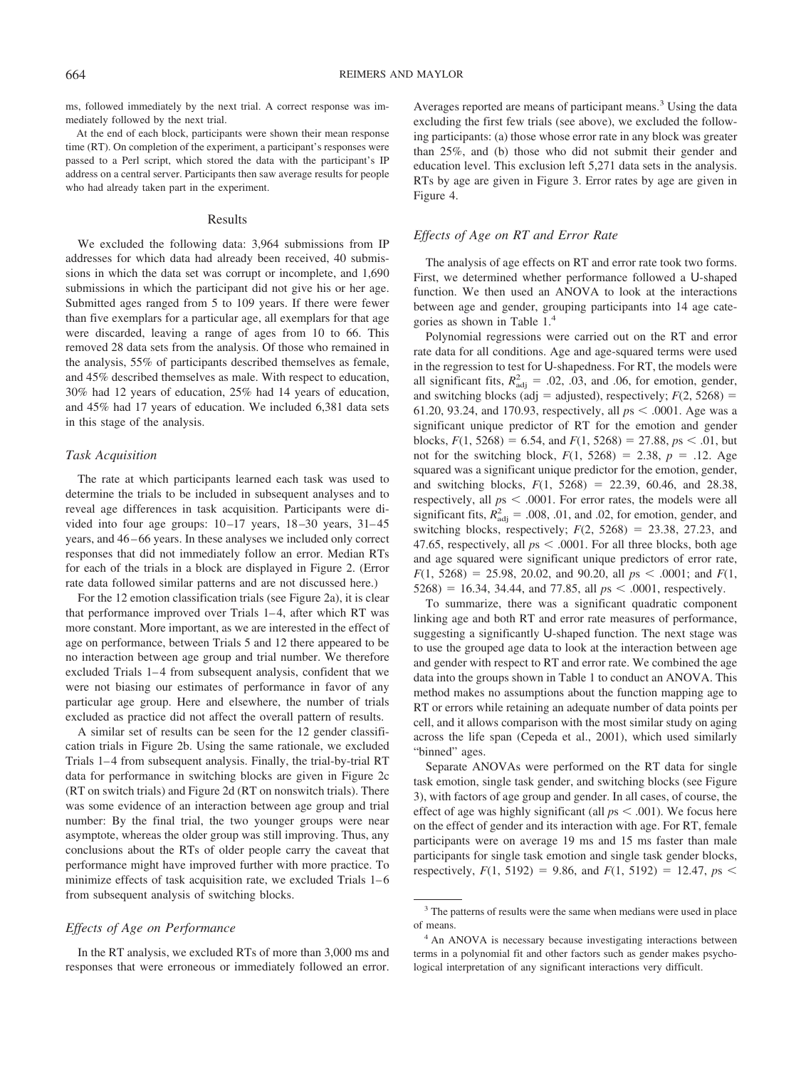ms, followed immediately by the next trial. A correct response was immediately followed by the next trial.

At the end of each block, participants were shown their mean response time (RT). On completion of the experiment, a participant's responses were passed to a Perl script, which stored the data with the participant's IP address on a central server. Participants then saw average results for people who had already taken part in the experiment.

## Results

We excluded the following data: 3,964 submissions from IP addresses for which data had already been received, 40 submissions in which the data set was corrupt or incomplete, and 1,690 submissions in which the participant did not give his or her age. Submitted ages ranged from 5 to 109 years. If there were fewer than five exemplars for a particular age, all exemplars for that age were discarded, leaving a range of ages from 10 to 66. This removed 28 data sets from the analysis. Of those who remained in the analysis, 55% of participants described themselves as female, and 45% described themselves as male. With respect to education, 30% had 12 years of education, 25% had 14 years of education, and 45% had 17 years of education. We included 6,381 data sets in this stage of the analysis.

### *Task Acquisition*

The rate at which participants learned each task was used to determine the trials to be included in subsequent analyses and to reveal age differences in task acquisition. Participants were divided into four age groups: 10–17 years, 18–30 years, 31–45 years, and 46–66 years. In these analyses we included only correct responses that did not immediately follow an error. Median RTs for each of the trials in a block are displayed in Figure 2. (Error rate data followed similar patterns and are not discussed here.)

For the 12 emotion classification trials (see Figure 2a), it is clear that performance improved over Trials 1–4, after which RT was more constant. More important, as we are interested in the effect of age on performance, between Trials 5 and 12 there appeared to be no interaction between age group and trial number. We therefore excluded Trials 1–4 from subsequent analysis, confident that we were not biasing our estimates of performance in favor of any particular age group. Here and elsewhere, the number of trials excluded as practice did not affect the overall pattern of results.

A similar set of results can be seen for the 12 gender classification trials in Figure 2b. Using the same rationale, we excluded Trials 1–4 from subsequent analysis. Finally, the trial-by-trial RT data for performance in switching blocks are given in Figure 2c (RT on switch trials) and Figure 2d (RT on nonswitch trials). There was some evidence of an interaction between age group and trial number: By the final trial, the two younger groups were near asymptote, whereas the older group was still improving. Thus, any conclusions about the RTs of older people carry the caveat that performance might have improved further with more practice. To minimize effects of task acquisition rate, we excluded Trials 1–6 from subsequent analysis of switching blocks.

### *Effects of Age on Performance*

In the RT analysis, we excluded RTs of more than 3,000 ms and responses that were erroneous or immediately followed an error. Averages reported are means of participant means.[3] Using the data excluding the first few trials (see above), we excluded the following participants: (a) those whose error rate in any block was greater than 25%, and (b) those who did not submit their gender and education level. This exclusion left 5,271 data sets in the analysis. RTs by age are given in Figure 3. Error rates by age are given in Figure 4.

### *Effects of Age on RT and Error Rate*

The analysis of age effects on RT and error rate took two forms. First, we determined whether performance followed a U-shaped function. We then used an ANOVA to look at the interactions between age and gender, grouping participants into 14 age categories as shown in Table 1.[4]

Polynomial regressions were carried out on the RT and error rate data for all conditions. Age and age-squared terms were used in the regression to test for U-shapedness. For RT, the models were all significant fits, $R^2_{\text{adj}} = .02$, .03, and .06, for emotion, gender, and switching blocks (adj = adjusted), respectively; $F(2, 5268) = 61.20$, 93.24, and 170.93, respectively, all $ps < .0001$. Age was a significant unique predictor of RT for the emotion and gender blocks, $F(1, 5268) = 6.54$, and $F(1, 5268) = 27.88$, $ps < .01$, but not for the switching block, $F(1, 5268) = 2.38$, $p = .12$. Age squared was a significant unique predictor for the emotion, gender, and switching blocks, $F(1, 5268) = 22.39$, 60.46, and 28.38, respectively, all $ps < .0001$. For error rates, the models were all significant fits, $R^2_{\text{adj}} = .008$, .01, and .02, for emotion, gender, and switching blocks, respectively; $F(2, 5268) = 23.38$, 27.23, and 47.65, respectively, all $ps < .0001$. For all three blocks, both age and age squared were significant unique predictors of error rate, $F(1, 5268) = 25.98$, 20.02, and 90.20, all $ps < .0001$; and $F(1, 5268) = 16.34$, 34.44, and 77.85, all $ps < .0001$, respectively.

To summarize, there was a significant quadratic component linking age and both RT and error rate measures of performance, suggesting a significantly U-shaped function. The next stage was to use the grouped age data to look at the interaction between age and gender with respect to RT and error rate. We combined the age data into the groups shown in Table 1 to conduct an ANOVA. This method makes no assumptions about the function mapping age to RT or errors while retaining an adequate number of data points per cell, and it allows comparison with the most similar study on aging across the life span (Cepeda et al., 2001), which used similarly "binned" ages.

Separate ANOVAs were performed on the RT data for single task emotion, single task gender, and switching blocks (see Figure 3), with factors of age group and gender. In all cases, of course, the effect of age was highly significant (all $ps < .001$). We focus here on the effect of gender and its interaction with age. For RT, female participants were on average 19 ms and 15 ms faster than male participants for single task emotion and single task gender blocks, respectively, $F(1, 5192) = 9.86$, and $F(1, 5192) = 12.47$, $ps <$

[3] The patterns of results were the same when medians were used in place of means.

[4] An ANOVA is necessary because investigating interactions between terms in a polynomial fit and other factors such as gender makes psychological interpretation of any significant interactions very difficult.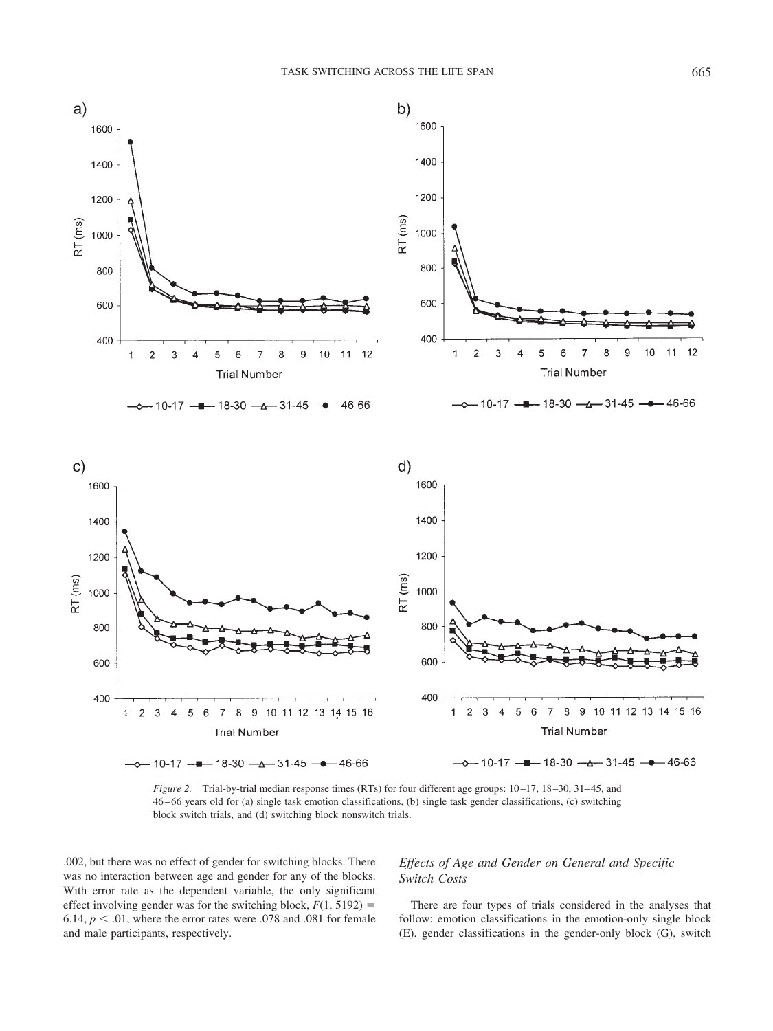a)

1600
1400
1200
1000
800
600
400

RT (ms)

1 2 3 4 5 6 7 8 9 10 11 12

Trial Number

10-17 18-30 31-45 46-66

b)

1600
1400
1200
1000
800
600
400

RT (ms)

1 2 3 4 5 6 7 8 9 10 11 12

Trial Number

10-17 18-30 31-45 46-66

c)

1600
1400
1200
1000
800
600
400

RT (ms)

1 2 3 4 5 6 7 8 9 10 11 12 13 14 15 16

Trial Number

10-17 18-30 31-45 46-66

d)

1600
1400
1200
1000
800
600
400

RT (ms)

1 2 3 4 5 6 7 8 9 10 11 12 13 14 15 16

Trial Number

10-17 18-30 31-45 46-66

*Figure 2.* Trial-by-trial median response times (RTs) for four different age groups: 10–17, 18–30, 31–45, and 46–66 years old for (a) single task emotion classifications, (b) single task gender classifications, (c) switching block switch trials, and (d) switching block nonswitch trials.

.002, but there was no effect of gender for switching blocks. There was no interaction between age and gender for any of the blocks. With error rate as the dependent variable, the only significant effect involving gender was for the switching block, $F(1, 5192) = 6.14$, $p < .01$, where the error rates were .078 and .081 for female and male participants, respectively.

### *Effects of Age and Gender on General and Specific Switch Costs*

There are four types of trials considered in the analyses that follow: emotion classifications in the emotion-only single block (E), gender classifications in the gender-only block (G), switch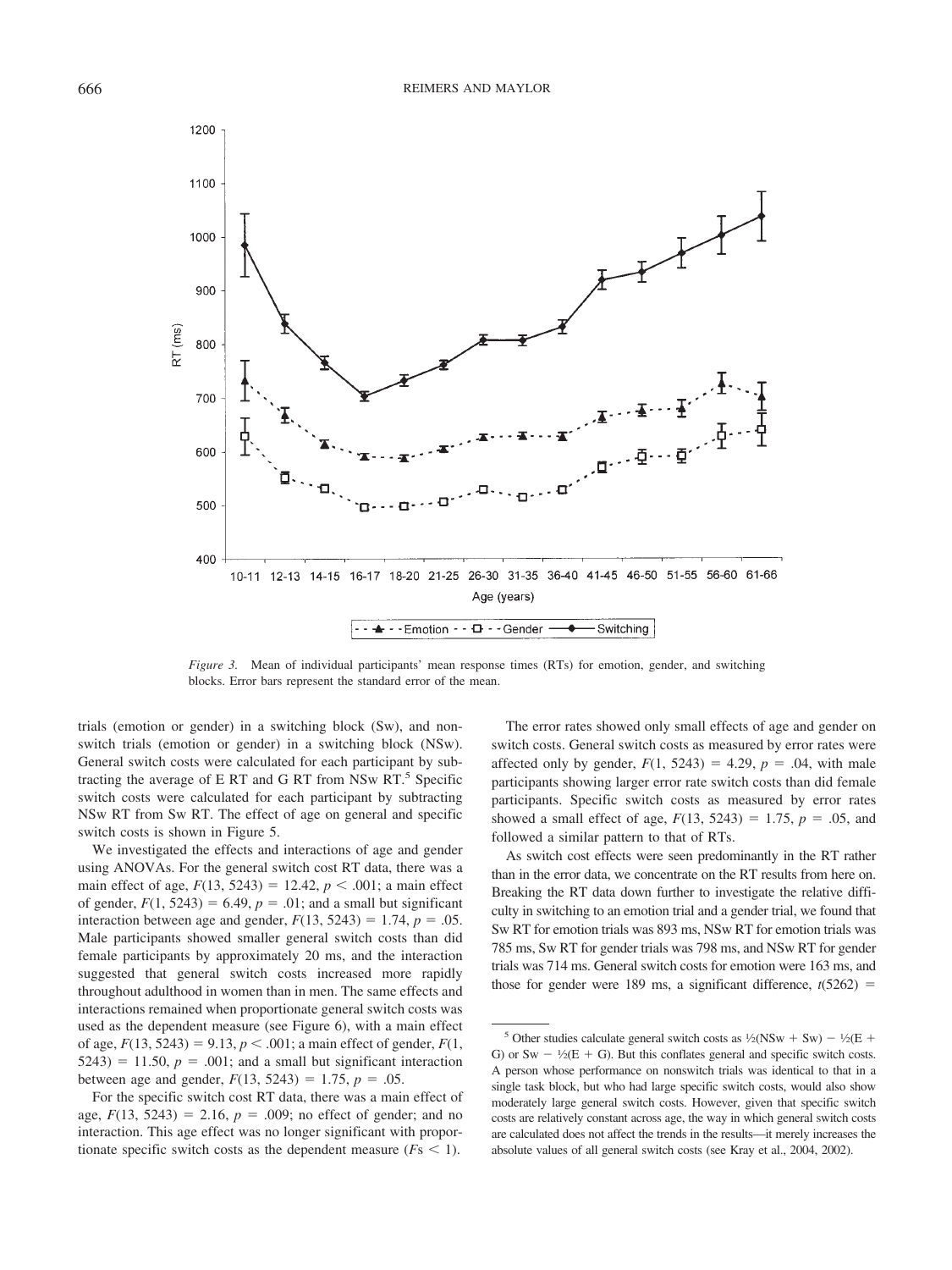*Figure 3.* Mean of individual participants' mean response times (RTs) for emotion, gender, and switching blocks. Error bars represent the standard error of the mean.

trials (emotion or gender) in a switching block (Sw), and nonswitch trials (emotion or gender) in a switching block (NSw). General switch costs were calculated for each participant by subtracting the average of E RT and G RT from NSw RT.[5] Specific switch costs were calculated for each participant by subtracting NSw RT from Sw RT. The effect of age on general and specific switch costs is shown in Figure 5.

We investigated the effects and interactions of age and gender using ANOVAs. For the general switch cost RT data, there was a main effect of age, $F(13, 5243) = 12.42$, $p < .001$; a main effect of gender, $F(1, 5243) = 6.49$, $p = .01$; and a small but significant interaction between age and gender, $F(13, 5243) = 1.74$, $p = .05$. Male participants showed smaller general switch costs than did female participants by approximately 20 ms, and the interaction suggested that general switch costs increased more rapidly throughout adulthood in women than in men. The same effects and interactions remained when proportionate general switch costs was used as the dependent measure (see Figure 6), with a main effect of age, $F(13, 5243) = 9.13$, $p < .001$; a main effect of gender, $F(1, 5243) = 11.50$, $p = .001$; and a small but significant interaction between age and gender, $F(13, 5243) = 1.75$, $p = .05$.

For the specific switch cost RT data, there was a main effect of age, $F(13, 5243) = 2.16$, $p = .009$; no effect of gender; and no interaction. This age effect was no longer significant with proportionate specific switch costs as the dependent measure ($F$s $< 1$).

The error rates showed only small effects of age and gender on switch costs. General switch costs as measured by error rates were affected only by gender, $F(1, 5243) = 4.29$, $p = .04$, with male participants showing larger error rate switch costs than did female participants. Specific switch costs as measured by error rates showed a small effect of age, $F(13, 5243) = 1.75$, $p = .05$, and followed a similar pattern to that of RTs.

As switch cost effects were seen predominantly in the RT rather than in the error data, we concentrate on the RT results from here on. Breaking the RT data down further to investigate the relative difficulty in switching to an emotion trial and a gender trial, we found that Sw RT for emotion trials was 893 ms, NSw RT for emotion trials was 785 ms, Sw RT for gender trials was 798 ms, and NSw RT for gender trials was 714 ms. General switch costs for emotion were 163 ms, and those for gender were 189 ms, a significant difference, $t(5262) =$

[5] Other studies calculate general switch costs as ½(NSw + Sw) − ½(E + G) or Sw − ½(E + G). But this conflates general and specific switch costs. A person whose performance on nonswitch trials was identical to that in a single task block, but who had large specific switch costs, would also show moderately large general switch costs. However, given that specific switch costs are relatively constant across age, the way in which general switch costs are calculated does not affect the trends in the results—it merely increases the absolute values of all general switch costs (see Kray et al., 2004, 2002).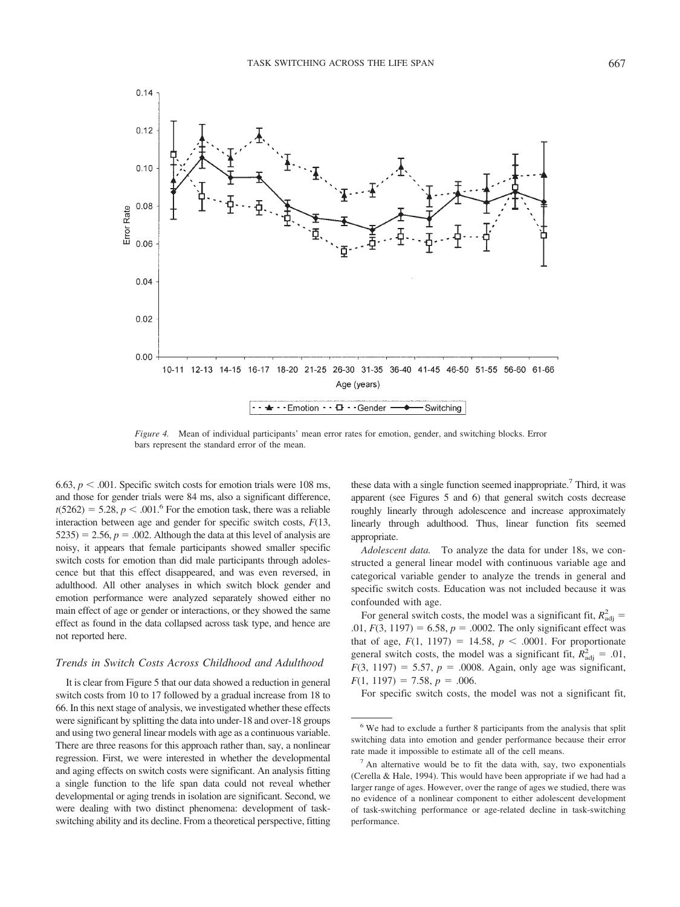0.14
0.12
0.10
0.08
0.06
0.04
0.02
0.00

Error Rate

10-11 12-13 14-15 16-17 18-20 21-25 26-30 31-35 36-40 41-45 46-50 51-55 56-60 61-66

Age (years)

Emotion Gender Switching

*Figure 4.* Mean of individual participants' mean error rates for emotion, gender, and switching blocks. Error bars represent the standard error of the mean.

6.63, $p < .001$. Specific switch costs for emotion trials were 108 ms, and those for gender trials were 84 ms, also a significant difference, $t(5262) = 5.28$, $p < .001$.[6] For the emotion task, there was a reliable interaction between age and gender for specific switch costs, $F(13, 5235) = 2.56$, $p = .002$. Although the data at this level of analysis are noisy, it appears that female participants showed smaller specific switch costs for emotion than did male participants through adolescence but that this effect disappeared, and was even reversed, in adulthood. All other analyses in which switch block gender and emotion performance were analyzed separately showed either no main effect of age or gender or interactions, or they showed the same effect as found in the data collapsed across task type, and hence are not reported here.

### *Trends in Switch Costs Across Childhood and Adulthood*

It is clear from Figure 5 that our data showed a reduction in general switch costs from 10 to 17 followed by a gradual increase from 18 to 66. In this next stage of analysis, we investigated whether these effects were significant by splitting the data into under-18 and over-18 groups and using two general linear models with age as a continuous variable. There are three reasons for this approach rather than, say, a nonlinear regression. First, we were interested in whether the developmental and aging effects on switch costs were significant. An analysis fitting a single function to the life span data could not reveal whether developmental or aging trends in isolation are significant. Second, we were dealing with two distinct phenomena: development of task-switching ability and its decline. From a theoretical perspective, fitting these data with a single function seemed inappropriate.[7] Third, it was apparent (see Figures 5 and 6) that general switch costs decrease roughly linearly through adolescence and increase approximately linearly through adulthood. Thus, linear function fits seemed appropriate.

*Adolescent data.* To analyze the data for under 18s, we constructed a general linear model with continuous variable age and categorical variable gender to analyze the trends in general and specific switch costs. Education was not included because it was confounded with age.

For general switch costs, the model was a significant fit, $R^2_{adj} = .01$, $F(3, 1197) = 6.58$, $p = .0002$. The only significant effect was that of age, $F(1, 1197) = 14.58$, $p < .0001$. For proportionate general switch costs, the model was a significant fit, $R^2_{adj} = .01$, $F(3, 1197) = 5.57$, $p = .0008$. Again, only age was significant, $F(1, 1197) = 7.58$, $p = .006$.

For specific switch costs, the model was not a significant fit,

[6] We had to exclude a further 8 participants from the analysis that split switching data into emotion and gender performance because their error rate made it impossible to estimate all of the cell means.

[7] An alternative would be to fit the data with, say, two exponentials (Cerella & Hale, 1994). This would have been appropriate if we had had a larger range of ages. However, over the range of ages we studied, there was no evidence of a nonlinear component to either adolescent development of task-switching performance or age-related decline in task-switching performance.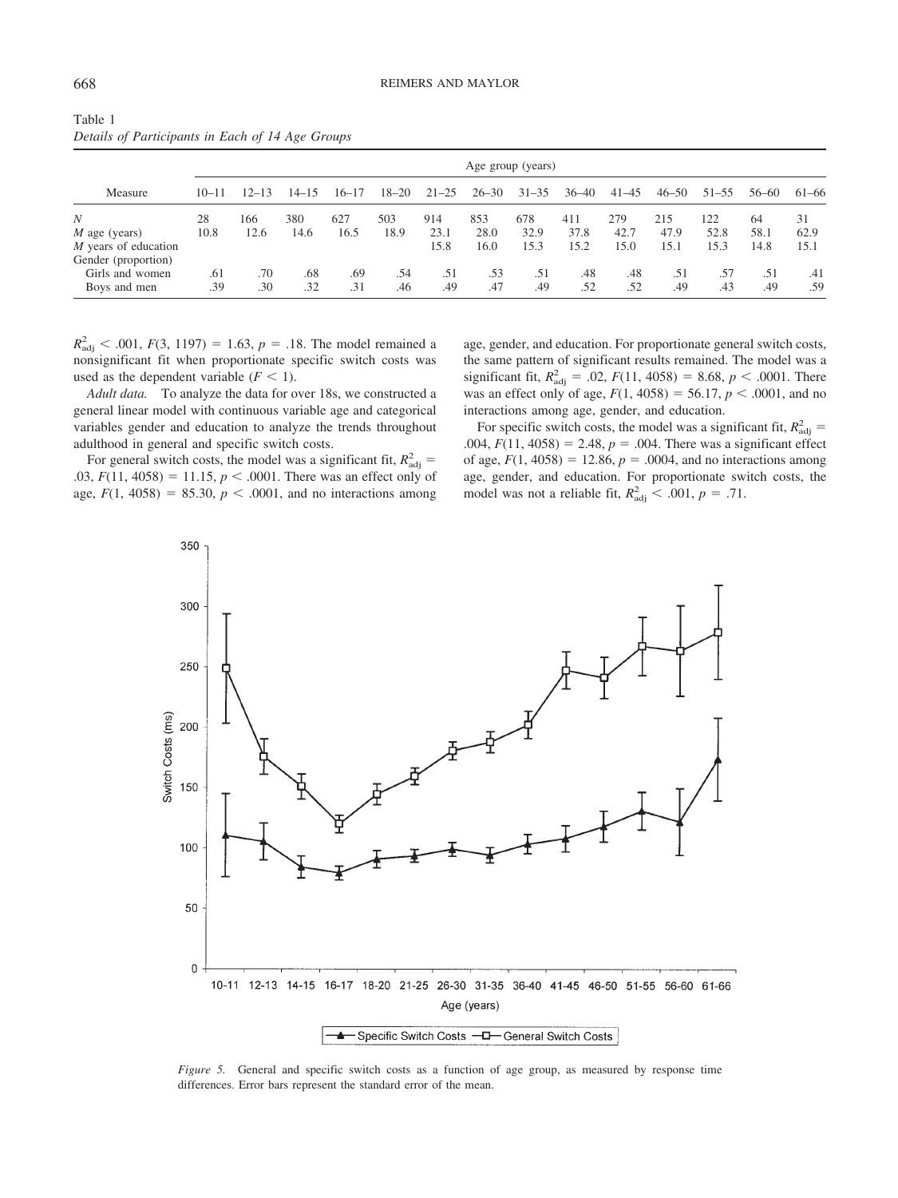Table 1
*Details of Participants in Each of 14 Age Groups*

| Measure | Age group (years) | | | | | | | | | | | | | |
|---|---|---|---|---|---|---|---|---|---|---|---|---|---|---|
| | 10–11 | 12–13 | 14–15 | 16–17 | 18–20 | 21–25 | 26–30 | 31–35 | 36–40 | 41–45 | 46–50 | 51–55 | 56–60 | 61–66 |
| *N* | 28 | 166 | 380 | 627 | 503 | 914 | 853 | 678 | 411 | 279 | 215 | 122 | 64 | 31 |
| *M* age (years) | 10.8 | 12.6 | 14.6 | 16.5 | 18.9 | 23.1 | 28.0 | 32.9 | 37.8 | 42.7 | 47.9 | 52.8 | 58.1 | 62.9 |
| *M* years of education | | | | | | 15.8 | 16.0 | 15.3 | 15.2 | 15.0 | 15.1 | 15.3 | 14.8 | 15.1 |
| Gender (proportion) | | | | | | | | | | | | | | |
| Girls and women | .61 | .70 | .68 | .69 | .54 | .51 | .53 | .51 | .48 | .48 | .51 | .57 | .51 | .41 |
| Boys and men | .39 | .30 | .32 | .31 | .46 | .49 | .47 | .49 | .52 | .52 | .49 | .43 | .49 | .59 |

$R^2_{adj} < .001$, $F(3, 1197) = 1.63$, $p = .18$. The model remained a nonsignificant fit when proportionate specific switch costs was used as the dependent variable ($F < 1$).

*Adult data.* To analyze the data for over 18s, we constructed a general linear model with continuous variable age and categorical variables gender and education to analyze the trends throughout adulthood in general and specific switch costs.

For general switch costs, the model was a significant fit, $R^2_{adj} = .03$, $F(11, 4058) = 11.15$, $p < .0001$. There was an effect only of age, $F(1, 4058) = 85.30$, $p < .0001$, and no interactions among age, gender, and education. For proportionate general switch costs, the same pattern of significant results remained. The model was a significant fit, $R^2_{adj} = .02$, $F(11, 4058) = 8.68$, $p < .0001$. There was an effect only of age, $F(1, 4058) = 56.17$, $p < .0001$, and no interactions among age, gender, and education.

For specific switch costs, the model was a significant fit, $R^2_{adj} = .004$, $F(11, 4058) = 2.48$, $p = .004$. There was a significant effect of age, $F(1, 4058) = 12.86$, $p = .0004$, and no interactions among age, gender, and education. For proportionate switch costs, the model was not a reliable fit, $R^2_{adj} < .001$, $p = .71$.

Switch Costs (ms)
350
300
250
200
150
100
50
0
10-11 12-13 14-15 16-17 18-20 21-25 26-30 31-35 36-40 41-45 46-50 51-55 56-60 61-66
Age (years)
Specific Switch Costs — General Switch Costs

*Figure 5.* General and specific switch costs as a function of age group, as measured by response time differences. Error bars represent the standard error of the mean.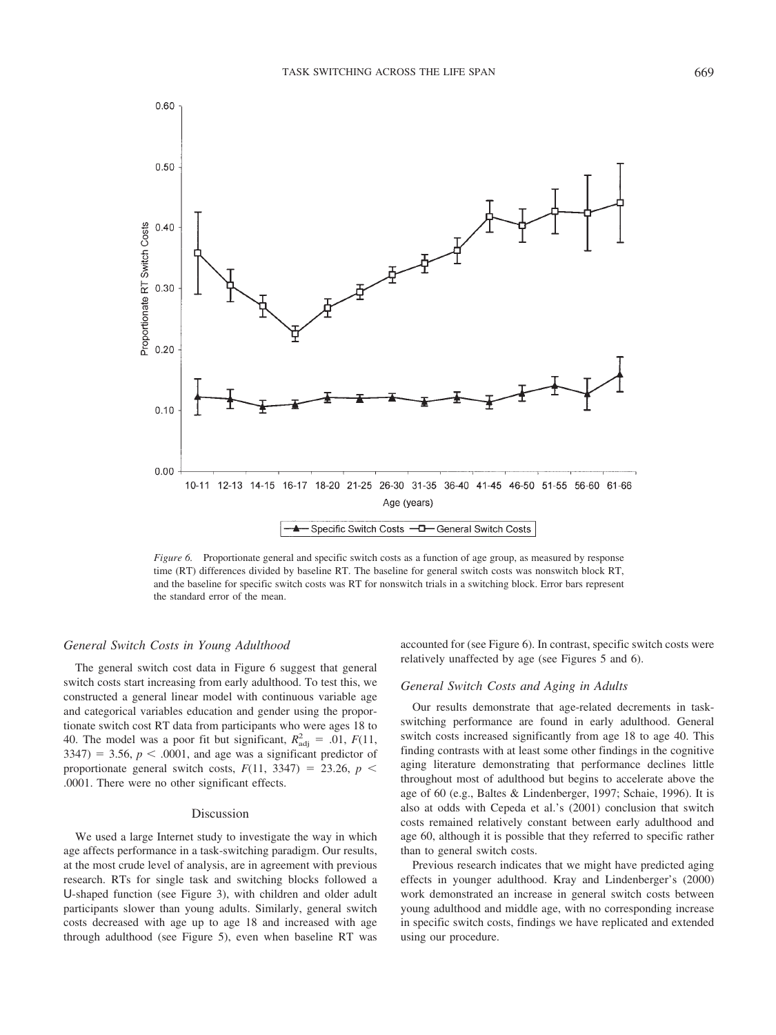0.60

0.50

0.40

0.30

0.20

0.10

0.00

Proportionate RT Switch Costs

10-11 12-13 14-15 16-17 18-20 21-25 26-30 31-35 36-40 41-45 46-50 51-55 56-60 61-66

Age (years)

Specific Switch Costs — General Switch Costs

*Figure 6.* Proportionate general and specific switch costs as a function of age group, as measured by response time (RT) differences divided by baseline RT. The baseline for general switch costs was nonswitch block RT, and the baseline for specific switch costs was RT for nonswitch trials in a switching block. Error bars represent the standard error of the mean.

### *General Switch Costs in Young Adulthood*

The general switch cost data in Figure 6 suggest that general switch costs start increasing from early adulthood. To test this, we constructed a general linear model with continuous variable age and categorical variables education and gender using the proportionate switch cost RT data from participants who were ages 18 to 40. The model was a poor fit but significant, $R^2_{\text{adj}} = .01$, $F(11, 3347) = 3.56$, $p < .0001$, and age was a significant predictor of proportionate general switch costs, $F(11, 3347) = 23.26$, $p < .0001$. There were no other significant effects.

## Discussion

We used a large Internet study to investigate the way in which age affects performance in a task-switching paradigm. Our results, at the most crude level of analysis, are in agreement with previous research. RTs for single task and switching blocks followed a U-shaped function (see Figure 3), with children and older adult participants slower than young adults. Similarly, general switch costs decreased with age up to age 18 and increased with age through adulthood (see Figure 5), even when baseline RT was accounted for (see Figure 6). In contrast, specific switch costs were relatively unaffected by age (see Figures 5 and 6).

### *General Switch Costs and Aging in Adults*

Our results demonstrate that age-related decrements in task-switching performance are found in early adulthood. General switch costs increased significantly from age 18 to age 40. This finding contrasts with at least some other findings in the cognitive aging literature demonstrating that performance declines little throughout most of adulthood but begins to accelerate above the age of 60 (e.g., Baltes & Lindenberger, 1997; Schaie, 1996). It is also at odds with Cepeda et al.'s (2001) conclusion that switch costs remained relatively constant between early adulthood and age 60, although it is possible that they referred to specific rather than to general switch costs.

Previous research indicates that we might have predicted aging effects in younger adulthood. Kray and Lindenberger's (2000) work demonstrated an increase in general switch costs between young adulthood and middle age, with no corresponding increase in specific switch costs, findings we have replicated and extended using our procedure.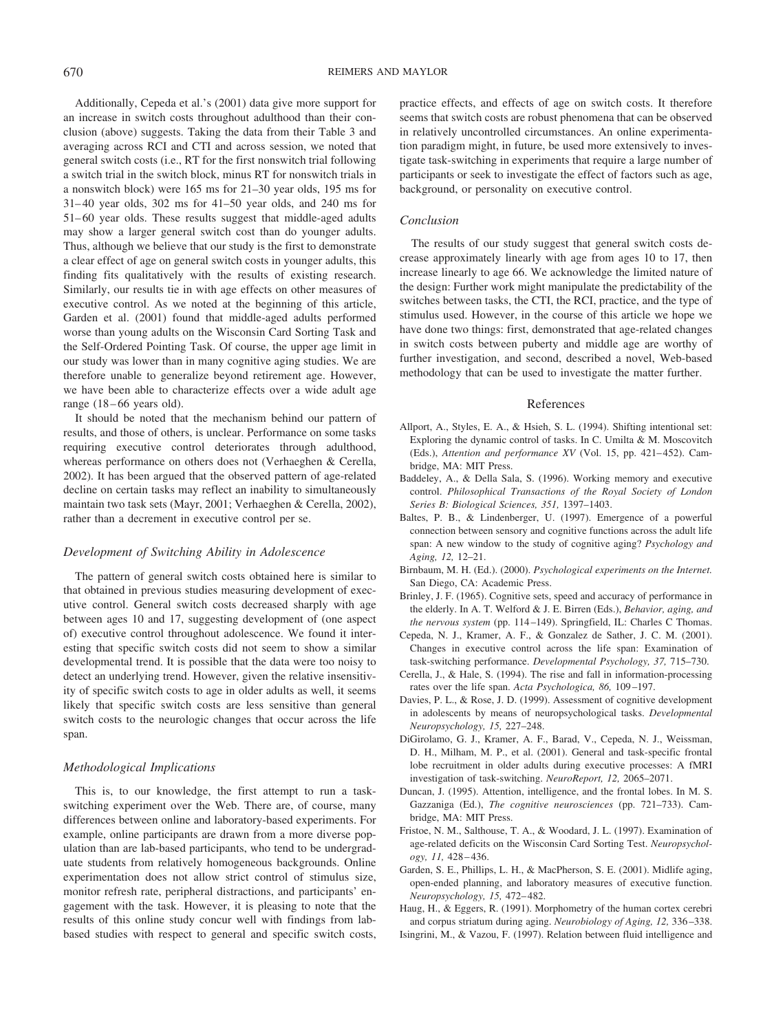Additionally, Cepeda et al.'s (2001) data give more support for an increase in switch costs throughout adulthood than their conclusion (above) suggests. Taking the data from their Table 3 and averaging across RCI and CTI and across session, we noted that general switch costs (i.e., RT for the first nonswitch trial following a switch trial in the switch block, minus RT for nonswitch trials in a nonswitch block) were 165 ms for 21–30 year olds, 195 ms for 31–40 year olds, 302 ms for 41–50 year olds, and 240 ms for 51–60 year olds. These results suggest that middle-aged adults may show a larger general switch cost than do younger adults. Thus, although we believe that our study is the first to demonstrate a clear effect of age on general switch costs in younger adults, this finding fits qualitatively with the results of existing research. Similarly, our results tie in with age effects on other measures of executive control. As we noted at the beginning of this article, Garden et al. (2001) found that middle-aged adults performed worse than young adults on the Wisconsin Card Sorting Task and the Self-Ordered Pointing Task. Of course, the upper age limit in our study was lower than in many cognitive aging studies. We are therefore unable to generalize beyond retirement age. However, we have been able to characterize effects over a wide adult age range (18–66 years old).

It should be noted that the mechanism behind our pattern of results, and those of others, is unclear. Performance on some tasks requiring executive control deteriorates through adulthood, whereas performance on others does not (Verhaeghen & Cerella, 2002). It has been argued that the observed pattern of age-related decline on certain tasks may reflect an inability to simultaneously maintain two task sets (Mayr, 2001; Verhaeghen & Cerella, 2002), rather than a decrement in executive control per se.

### *Development of Switching Ability in Adolescence*

The pattern of general switch costs obtained here is similar to that obtained in previous studies measuring development of executive control. General switch costs decreased sharply with age between ages 10 and 17, suggesting development of (one aspect of) executive control throughout adolescence. We found it interesting that specific switch costs did not seem to show a similar developmental trend. It is possible that the data were too noisy to detect an underlying trend. However, given the relative insensitivity of specific switch costs to age in older adults as well, it seems likely that specific switch costs are less sensitive than general switch costs to the neurologic changes that occur across the life span.

### *Methodological Implications*

This is, to our knowledge, the first attempt to run a task-switching experiment over the Web. There are, of course, many differences between online and laboratory-based experiments. For example, online participants are drawn from a more diverse population than are lab-based participants, who tend to be undergraduate students from relatively homogeneous backgrounds. Online experimentation does not allow strict control of stimulus size, monitor refresh rate, peripheral distractions, and participants' engagement with the task. However, it is pleasing to note that the results of this online study concur well with findings from lab-based studies with respect to general and specific switch costs, practice effects, and effects of age on switch costs. It therefore seems that switch costs are robust phenomena that can be observed in relatively uncontrolled circumstances. An online experimentation paradigm might, in future, be used more extensively to investigate task-switching in experiments that require a large number of participants or seek to investigate the effect of factors such as age, background, or personality on executive control.

### *Conclusion*

The results of our study suggest that general switch costs decrease approximately linearly with age from ages 10 to 17, then increase linearly to age 66. We acknowledge the limited nature of the design: Further work might manipulate the predictability of the switches between tasks, the CTI, the RCI, practice, and the type of stimulus used. However, in the course of this article we hope we have done two things: first, demonstrated that age-related changes in switch costs between puberty and middle age are worthy of further investigation, and second, described a novel, Web-based methodology that can be used to investigate the matter further.

## References

Allport, A., Styles, E. A., & Hsieh, S. L. (1994). Shifting intentional set: Exploring the dynamic control of tasks. In C. Umilta & M. Moscovitch (Eds.), *Attention and performance XV* (Vol. 15, pp. 421–452). Cambridge, MA: MIT Press.

Baddeley, A., & Della Sala, S. (1996). Working memory and executive control. *Philosophical Transactions of the Royal Society of London Series B: Biological Sciences, 351,* 1397–1403.

Baltes, P. B., & Lindenberger, U. (1997). Emergence of a powerful connection between sensory and cognitive functions across the adult life span: A new window to the study of cognitive aging? *Psychology and Aging, 12,* 12–21.

Birnbaum, M. H. (Ed.). (2000). *Psychological experiments on the Internet.* San Diego, CA: Academic Press.

Brinley, J. F. (1965). Cognitive sets, speed and accuracy of performance in the elderly. In A. T. Welford & J. E. Birren (Eds.), *Behavior, aging, and the nervous system* (pp. 114–149). Springfield, IL: Charles C Thomas.

Cepeda, N. J., Kramer, A. F., & Gonzalez de Sather, J. C. M. (2001). Changes in executive control across the life span: Examination of task-switching performance. *Developmental Psychology, 37,* 715–730.

Cerella, J., & Hale, S. (1994). The rise and fall in information-processing rates over the life span. *Acta Psychologica, 86,* 109–197.

Davies, P. L., & Rose, J. D. (1999). Assessment of cognitive development in adolescents by means of neuropsychological tasks. *Developmental Neuropsychology, 15,* 227–248.

DiGirolamo, G. J., Kramer, A. F., Barad, V., Cepeda, N. J., Weissman, D. H., Milham, M. P., et al. (2001). General and task-specific frontal lobe recruitment in older adults during executive processes: A fMRI investigation of task-switching. *NeuroReport, 12,* 2065–2071.

Duncan, J. (1995). Attention, intelligence, and the frontal lobes. In M. S. Gazzaniga (Ed.), *The cognitive neurosciences* (pp. 721–733). Cambridge, MA: MIT Press.

Fristoe, N. M., Salthouse, T. A., & Woodard, J. L. (1997). Examination of age-related deficits on the Wisconsin Card Sorting Test. *Neuropsychology, 11,* 428–436.

Garden, S. E., Phillips, L. H., & MacPherson, S. E. (2001). Midlife aging, open-ended planning, and laboratory measures of executive function. *Neuropsychology, 15,* 472–482.

Haug, H., & Eggers, R. (1991). Morphometry of the human cortex cerebri and corpus striatum during aging. *Neurobiology of Aging, 12,* 336–338.

Isingrini, M., & Vazou, F. (1997). Relation between fluid intelligence and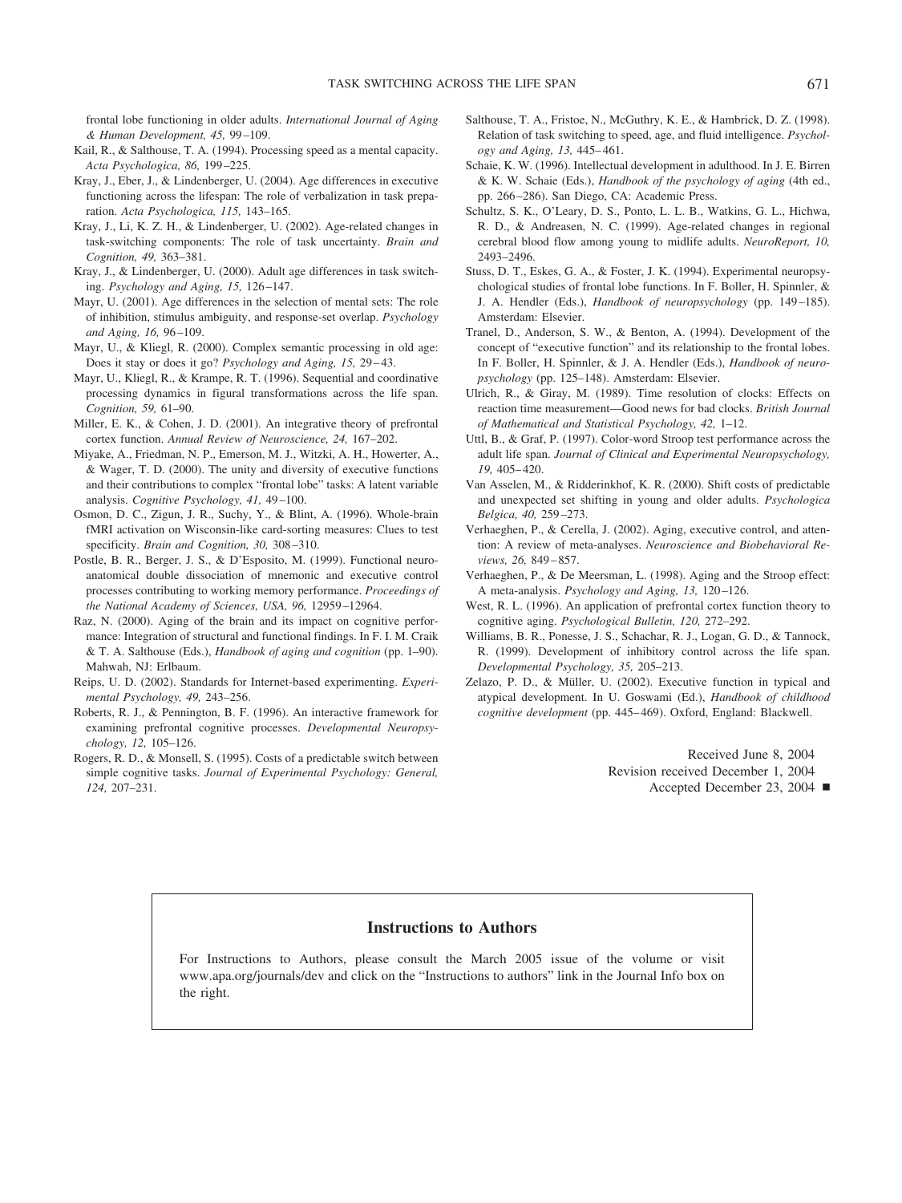frontal lobe functioning in older adults. *International Journal of Aging & Human Development, 45,* 99–109.

Kail, R., & Salthouse, T. A. (1994). Processing speed as a mental capacity. *Acta Psychologica, 86,* 199–225.

Kray, J., Eber, J., & Lindenberger, U. (2004). Age differences in executive functioning across the lifespan: The role of verbalization in task preparation. *Acta Psychologica, 115,* 143–165.

Kray, J., Li, K. Z. H., & Lindenberger, U. (2002). Age-related changes in task-switching components: The role of task uncertainty. *Brain and Cognition, 49,* 363–381.

Kray, J., & Lindenberger, U. (2000). Adult age differences in task switching. *Psychology and Aging, 15,* 126–147.

Mayr, U. (2001). Age differences in the selection of mental sets: The role of inhibition, stimulus ambiguity, and response-set overlap. *Psychology and Aging, 16,* 96–109.

Mayr, U., & Kliegl, R. (2000). Complex semantic processing in old age: Does it stay or does it go? *Psychology and Aging, 15,* 29–43.

Mayr, U., Kliegl, R., & Krampe, R. T. (1996). Sequential and coordinative processing dynamics in figural transformations across the life span. *Cognition, 59,* 61–90.

Miller, E. K., & Cohen, J. D. (2001). An integrative theory of prefrontal cortex function. *Annual Review of Neuroscience, 24,* 167–202.

Miyake, A., Friedman, N. P., Emerson, M. J., Witzki, A. H., Howerter, A., & Wager, T. D. (2000). The unity and diversity of executive functions and their contributions to complex "frontal lobe" tasks: A latent variable analysis. *Cognitive Psychology, 41,* 49–100.

Osmon, D. C., Zigun, J. R., Suchy, Y., & Blint, A. (1996). Whole-brain fMRI activation on Wisconsin-like card-sorting measures: Clues to test specificity. *Brain and Cognition, 30,* 308–310.

Postle, B. R., Berger, J. S., & D'Esposito, M. (1999). Functional neuroanatomical double dissociation of mnemonic and executive control processes contributing to working memory performance. *Proceedings of the National Academy of Sciences, USA, 96,* 12959–12964.

Raz, N. (2000). Aging of the brain and its impact on cognitive performance: Integration of structural and functional findings. In F. I. M. Craik & T. A. Salthouse (Eds.), *Handbook of aging and cognition* (pp. 1–90). Mahwah, NJ: Erlbaum.

Reips, U. D. (2002). Standards for Internet-based experimenting. *Experimental Psychology, 49,* 243–256.

Roberts, R. J., & Pennington, B. F. (1996). An interactive framework for examining prefrontal cognitive processes. *Developmental Neuropsychology, 12,* 105–126.

Rogers, R. D., & Monsell, S. (1995). Costs of a predictable switch between simple cognitive tasks. *Journal of Experimental Psychology: General, 124,* 207–231.

Salthouse, T. A., Fristoe, N., McGuthry, K. E., & Hambrick, D. Z. (1998). Relation of task switching to speed, age, and fluid intelligence. *Psychology and Aging, 13,* 445–461.

Schaie, K. W. (1996). Intellectual development in adulthood. In J. E. Birren & K. W. Schaie (Eds.), *Handbook of the psychology of aging* (4th ed., pp. 266–286). San Diego, CA: Academic Press.

Schultz, S. K., O'Leary, D. S., Ponto, L. L. B., Watkins, G. L., Hichwa, R. D., & Andreasen, N. C. (1999). Age-related changes in regional cerebral blood flow among young to midlife adults. *NeuroReport, 10,* 2493–2496.

Stuss, D. T., Eskes, G. A., & Foster, J. K. (1994). Experimental neuropsychological studies of frontal lobe functions. In F. Boller, H. Spinnler, & J. A. Hendler (Eds.), *Handbook of neuropsychology* (pp. 149–185). Amsterdam: Elsevier.

Tranel, D., Anderson, S. W., & Benton, A. (1994). Development of the concept of "executive function" and its relationship to the frontal lobes. In F. Boller, H. Spinnler, & J. A. Hendler (Eds.), *Handbook of neuropsychology* (pp. 125–148). Amsterdam: Elsevier.

Ulrich, R., & Giray, M. (1989). Time resolution of clocks: Effects on reaction time measurement—Good news for bad clocks. *British Journal of Mathematical and Statistical Psychology, 42,* 1–12.

Uttl, B., & Graf, P. (1997). Color-word Stroop test performance across the adult life span. *Journal of Clinical and Experimental Neuropsychology, 19,* 405–420.

Van Asselen, M., & Ridderinkhof, K. R. (2000). Shift costs of predictable and unexpected set shifting in young and older adults. *Psychologica Belgica, 40,* 259–273.

Verhaeghen, P., & Cerella, J. (2002). Aging, executive control, and attention: A review of meta-analyses. *Neuroscience and Biobehavioral Reviews, 26,* 849–857.

Verhaeghen, P., & De Meersman, L. (1998). Aging and the Stroop effect: A meta-analysis. *Psychology and Aging, 13,* 120–126.

West, R. L. (1996). An application of prefrontal cortex function theory to cognitive aging. *Psychological Bulletin, 120,* 272–292.

Williams, B. R., Ponesse, J. S., Schachar, R. J., Logan, G. D., & Tannock, R. (1999). Development of inhibitory control across the life span. *Developmental Psychology, 35,* 205–213.

Zelazo, P. D., & Müller, U. (2002). Executive function in typical and atypical development. In U. Goswami (Ed.), *Handbook of childhood cognitive development* (pp. 445–469). Oxford, England: Blackwell.

Received June 8, 2004
Revision received December 1, 2004
Accepted December 23, 2004 ■

## Instructions to Authors

For Instructions to Authors, please consult the March 2005 issue of the volume or visit www.apa.org/journals/dev and click on the "Instructions to authors" link in the Journal Info box on the right.